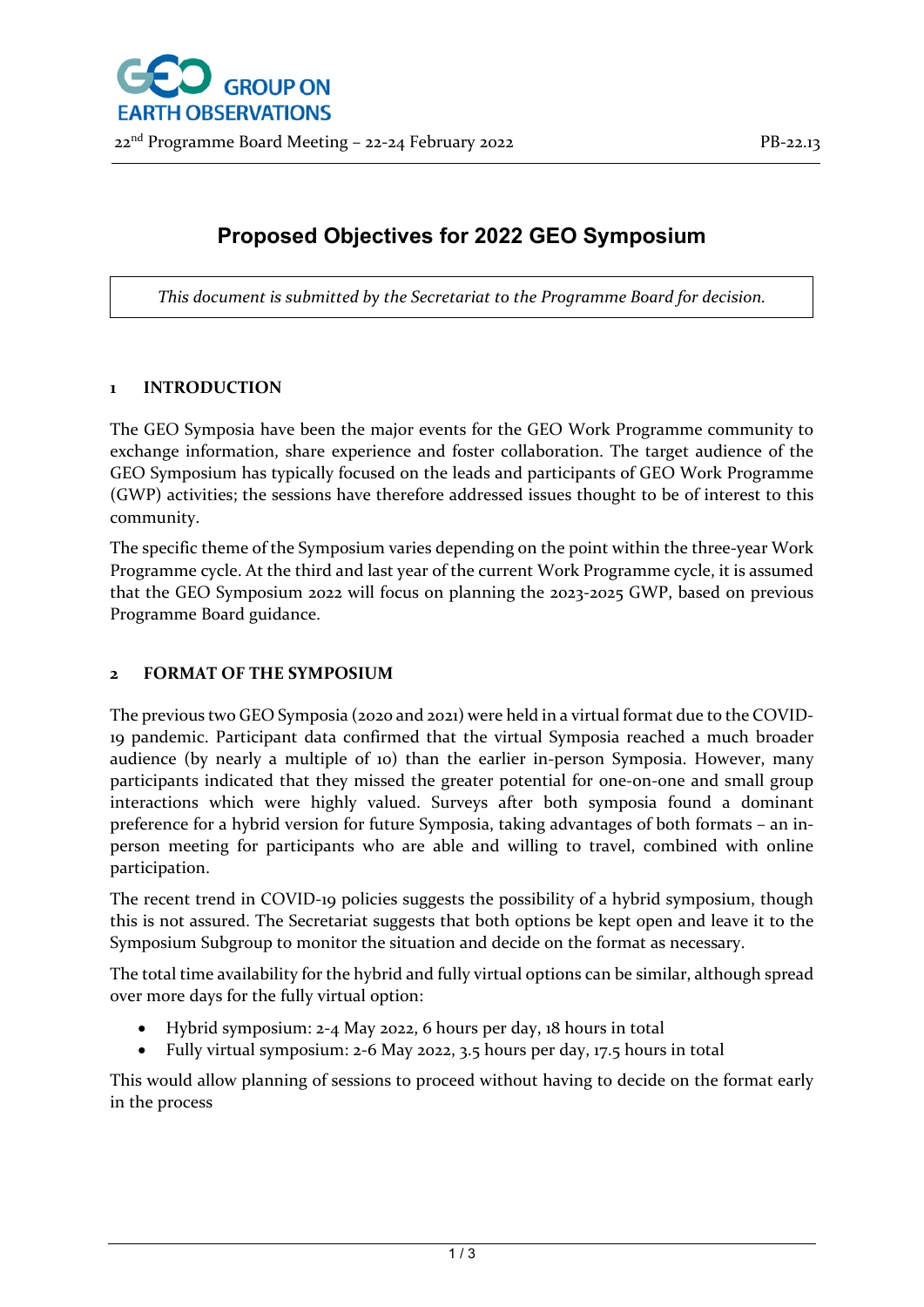# Proposed Objectives for 2022 GEO Symposium

*This document is submitted by the Secretariat to the Programme Board for decision.*

## 1 INTRODUCTION

The GEO Symposia have been the major events for the GEO Work Programme community to exchange information, share experience and foster collaboration. The target audience of the GEO Symposium has typically focused on the leads and participants of GEO Work Programme (GWP) activities; the sessions have therefore addressed issues thought to be of interest to this community.

The specific theme of the Symposium varies depending on the point within the three-year Work Programme cycle. At the third and last year of the current Work Programme cycle, it is assumed that the GEO Symposium 2022 will focus on planning the 2023-2025 GWP, based on previous Programme Board guidance.

## 2 FORMAT OF THE SYMPOSIUM

The previous two GEO Symposia (2020 and 2021) were held in a virtual format due to the COVID-19 pandemic. Participant data confirmed that the virtual Symposia reached a much broader audience (by nearly a multiple of 10) than the earlier in-person Symposia. However, many participants indicated that they missed the greater potential for one-on-one and small group interactions which were highly valued. Surveys after both symposia found a dominant preference for a hybrid version for future Symposia, taking advantages of both formats – an in-person meeting for participants who are able and willing to travel, combined with online participation.

The recent trend in COVID-19 policies suggests the possibility of a hybrid symposium, though this is not assured. The Secretariat suggests that both options be kept open and leave it to the Symposium Subgroup to monitor the situation and decide on the format as necessary.

The total time availability for the hybrid and fully virtual options can be similar, although spread over more days for the fully virtual option:

- Hybrid symposium: 2-4 May 2022, 6 hours per day, 18 hours in total
- Fully virtual symposium: 2-6 May 2022, 3.5 hours per day, 17.5 hours in total

This would allow planning of sessions to proceed without having to decide on the format early in the process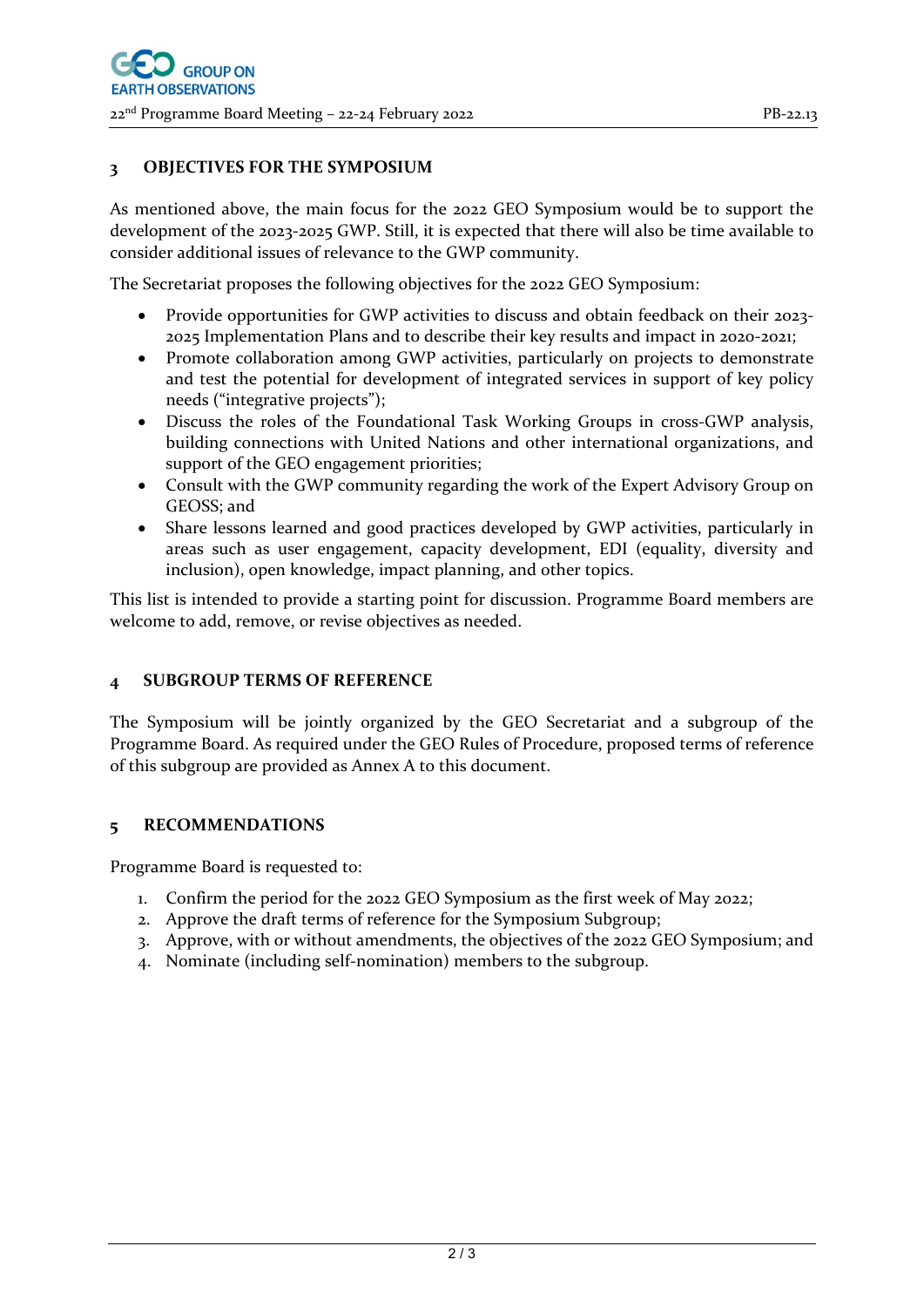## 3 OBJECTIVES FOR THE SYMPOSIUM

As mentioned above, the main focus for the 2022 GEO Symposium would be to support the development of the 2023-2025 GWP. Still, it is expected that there will also be time available to consider additional issues of relevance to the GWP community.

The Secretariat proposes the following objectives for the 2022 GEO Symposium:

- Provide opportunities for GWP activities to discuss and obtain feedback on their 2023-2025 Implementation Plans and to describe their key results and impact in 2020-2021;
- Promote collaboration among GWP activities, particularly on projects to demonstrate and test the potential for development of integrated services in support of key policy needs ("integrative projects");
- Discuss the roles of the Foundational Task Working Groups in cross-GWP analysis, building connections with United Nations and other international organizations, and support of the GEO engagement priorities;
- Consult with the GWP community regarding the work of the Expert Advisory Group on GEOSS; and
- Share lessons learned and good practices developed by GWP activities, particularly in areas such as user engagement, capacity development, EDI (equality, diversity and inclusion), open knowledge, impact planning, and other topics.

This list is intended to provide a starting point for discussion. Programme Board members are welcome to add, remove, or revise objectives as needed.

## 4 SUBGROUP TERMS OF REFERENCE

The Symposium will be jointly organized by the GEO Secretariat and a subgroup of the Programme Board. As required under the GEO Rules of Procedure, proposed terms of reference of this subgroup are provided as Annex A to this document.

## 5 RECOMMENDATIONS

Programme Board is requested to:

1. Confirm the period for the 2022 GEO Symposium as the first week of May 2022;
2. Approve the draft terms of reference for the Symposium Subgroup;
3. Approve, with or without amendments, the objectives of the 2022 GEO Symposium; and
4. Nominate (including self-nomination) members to the subgroup.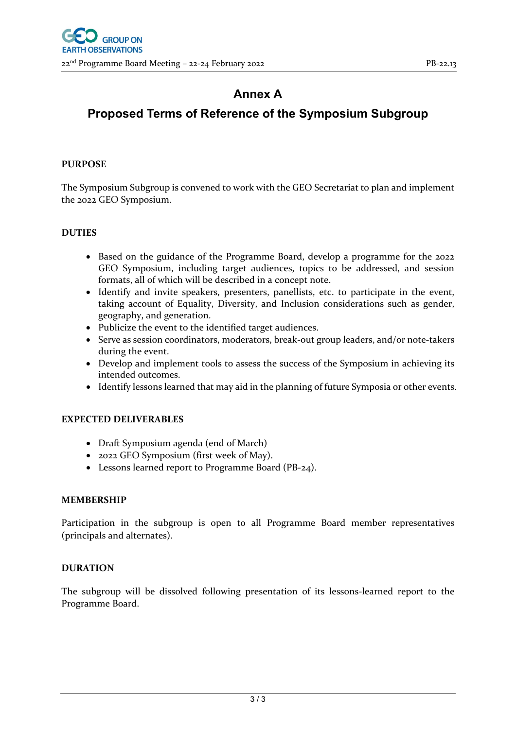# Annex A

## Proposed Terms of Reference of the Symposium Subgroup

**PURPOSE**

The Symposium Subgroup is convened to work with the GEO Secretariat to plan and implement the 2022 GEO Symposium.

**DUTIES**

- Based on the guidance of the Programme Board, develop a programme for the 2022 GEO Symposium, including target audiences, topics to be addressed, and session formats, all of which will be described in a concept note.
- Identify and invite speakers, presenters, panellists, etc. to participate in the event, taking account of Equality, Diversity, and Inclusion considerations such as gender, geography, and generation.
- Publicize the event to the identified target audiences.
- Serve as session coordinators, moderators, break-out group leaders, and/or note-takers during the event.
- Develop and implement tools to assess the success of the Symposium in achieving its intended outcomes.
- Identify lessons learned that may aid in the planning of future Symposia or other events.

**EXPECTED DELIVERABLES**

- Draft Symposium agenda (end of March)
- 2022 GEO Symposium (first week of May).
- Lessons learned report to Programme Board (PB-24).

**MEMBERSHIP**

Participation in the subgroup is open to all Programme Board member representatives (principals and alternates).

**DURATION**

The subgroup will be dissolved following presentation of its lessons-learned report to the Programme Board.